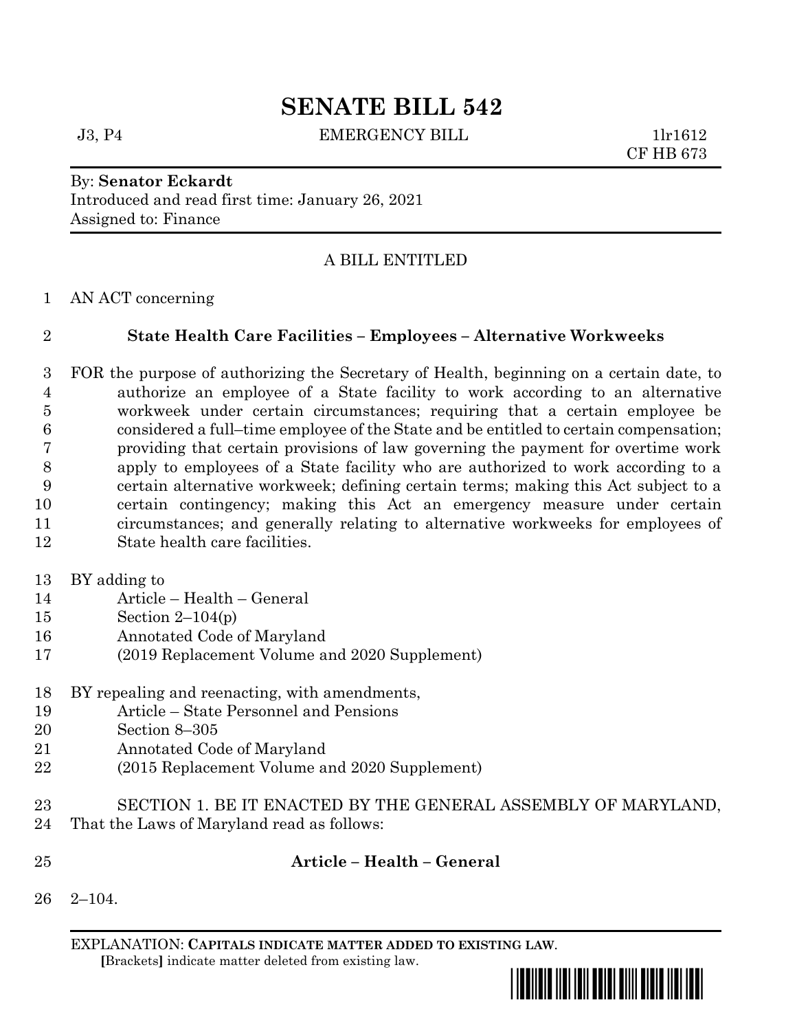# SENATE BILL 542

J3, P4 EMERGENCY BILL 1lr1612
CF HB 673

By: **Senator Eckardt**
Introduced and read first time: January 26, 2021
Assigned to: Finance

A BILL ENTITLED

1 AN ACT concerning

2 **State Health Care Facilities – Employees – Alternative Workweeks**

3 FOR the purpose of authorizing the Secretary of Health, beginning on a certain date, to
4 authorize an employee of a State facility to work according to an alternative
5 workweek under certain circumstances; requiring that a certain employee be
6 considered a full–time employee of the State and be entitled to certain compensation;
7 providing that certain provisions of law governing the payment for overtime work
8 apply to employees of a State facility who are authorized to work according to a
9 certain alternative workweek; defining certain terms; making this Act subject to a
10 certain contingency; making this Act an emergency measure under certain
11 circumstances; and generally relating to alternative workweeks for employees of
12 State health care facilities.

13 BY adding to
14 Article – Health – General
15 Section 2–104(p)
16 Annotated Code of Maryland
17 (2019 Replacement Volume and 2020 Supplement)

18 BY repealing and reenacting, with amendments,
19 Article – State Personnel and Pensions
20 Section 8–305
21 Annotated Code of Maryland
22 (2015 Replacement Volume and 2020 Supplement)

23 SECTION 1. BE IT ENACTED BY THE GENERAL ASSEMBLY OF MARYLAND,
24 That the Laws of Maryland read as follows:

25 **Article – Health – General**

26 2–104.

EXPLANATION: **CAPITALS INDICATE MATTER ADDED TO EXISTING LAW**.
**[**Brackets**]** indicate matter deleted from existing law.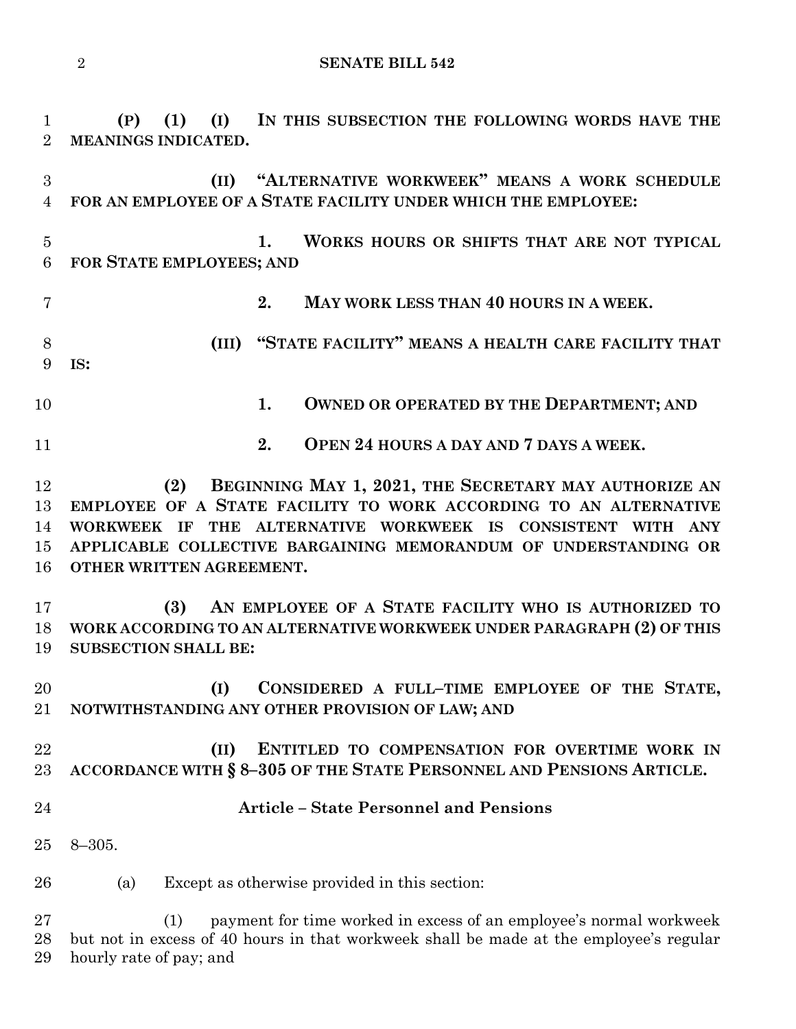**(P) (1) (I) IN THIS SUBSECTION THE FOLLOWING WORDS HAVE THE MEANINGS INDICATED.**

**(II) "ALTERNATIVE WORKWEEK" MEANS A WORK SCHEDULE FOR AN EMPLOYEE OF A STATE FACILITY UNDER WHICH THE EMPLOYEE:**

**1. WORKS HOURS OR SHIFTS THAT ARE NOT TYPICAL FOR STATE EMPLOYEES; AND**

**2. MAY WORK LESS THAN 40 HOURS IN A WEEK.**

**(III) "STATE FACILITY" MEANS A HEALTH CARE FACILITY THAT IS:**

**1. OWNED OR OPERATED BY THE DEPARTMENT; AND**

**2. OPEN 24 HOURS A DAY AND 7 DAYS A WEEK.**

**(2) BEGINNING MAY 1, 2021, THE SECRETARY MAY AUTHORIZE AN EMPLOYEE OF A STATE FACILITY TO WORK ACCORDING TO AN ALTERNATIVE WORKWEEK IF THE ALTERNATIVE WORKWEEK IS CONSISTENT WITH ANY APPLICABLE COLLECTIVE BARGAINING MEMORANDUM OF UNDERSTANDING OR OTHER WRITTEN AGREEMENT.**

**(3) AN EMPLOYEE OF A STATE FACILITY WHO IS AUTHORIZED TO WORK ACCORDING TO AN ALTERNATIVE WORKWEEK UNDER PARAGRAPH (2) OF THIS SUBSECTION SHALL BE:**

**(I) CONSIDERED A FULL–TIME EMPLOYEE OF THE STATE, NOTWITHSTANDING ANY OTHER PROVISION OF LAW; AND**

**(II) ENTITLED TO COMPENSATION FOR OVERTIME WORK IN ACCORDANCE WITH § 8–305 OF THE STATE PERSONNEL AND PENSIONS ARTICLE.**

## Article – State Personnel and Pensions

8–305.

(a) Except as otherwise provided in this section:

(1) payment for time worked in excess of an employee's normal workweek but not in excess of 40 hours in that workweek shall be made at the employee's regular hourly rate of pay; and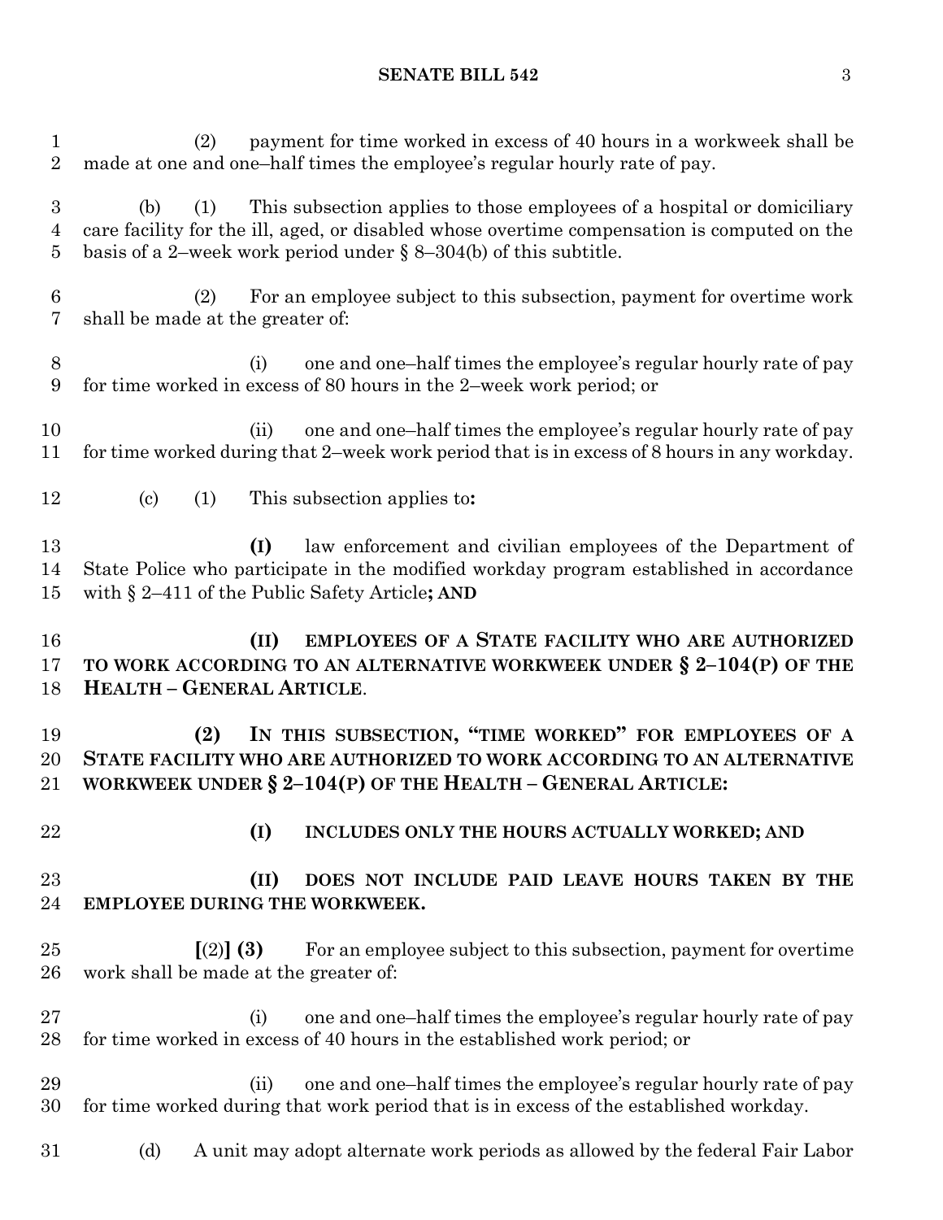(2) payment for time worked in excess of 40 hours in a workweek shall be made at one and one–half times the employee's regular hourly rate of pay.

(b) (1) This subsection applies to those employees of a hospital or domiciliary care facility for the ill, aged, or disabled whose overtime compensation is computed on the basis of a 2–week work period under § 8–304(b) of this subtitle.

(2) For an employee subject to this subsection, payment for overtime work shall be made at the greater of:

(i) one and one–half times the employee's regular hourly rate of pay for time worked in excess of 80 hours in the 2–week work period; or

(ii) one and one–half times the employee's regular hourly rate of pay for time worked during that 2–week work period that is in excess of 8 hours in any workday.

(c) (1) This subsection applies to**:**

**(I)** law enforcement and civilian employees of the Department of State Police who participate in the modified workday program established in accordance with § 2–411 of the Public Safety Article**; AND**

**(II) EMPLOYEES OF A STATE FACILITY WHO ARE AUTHORIZED TO WORK ACCORDING TO AN ALTERNATIVE WORKWEEK UNDER § 2–104(P) OF THE HEALTH – GENERAL ARTICLE**.

**(2) IN THIS SUBSECTION, "TIME WORKED" FOR EMPLOYEES OF A STATE FACILITY WHO ARE AUTHORIZED TO WORK ACCORDING TO AN ALTERNATIVE WORKWEEK UNDER § 2–104(P) OF THE HEALTH – GENERAL ARTICLE:**

**(I) INCLUDES ONLY THE HOURS ACTUALLY WORKED; AND**

**(II) DOES NOT INCLUDE PAID LEAVE HOURS TAKEN BY THE EMPLOYEE DURING THE WORKWEEK.**

**[**(2)**] (3)** For an employee subject to this subsection, payment for overtime work shall be made at the greater of:

(i) one and one–half times the employee's regular hourly rate of pay for time worked in excess of 40 hours in the established work period; or

(ii) one and one–half times the employee's regular hourly rate of pay for time worked during that work period that is in excess of the established workday.

(d) A unit may adopt alternate work periods as allowed by the federal Fair Labor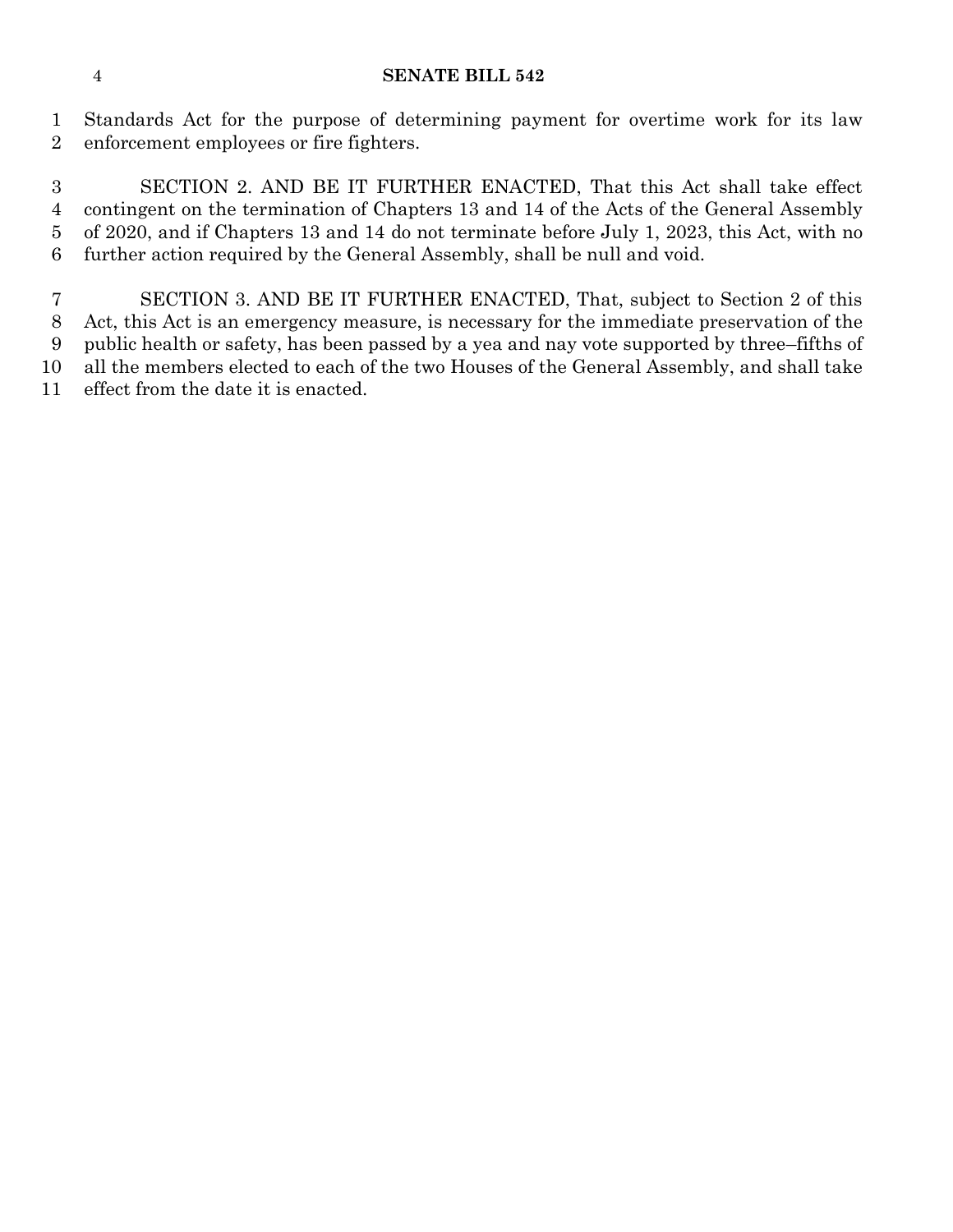Standards Act for the purpose of determining payment for overtime work for its law enforcement employees or fire fighters.

SECTION 2. AND BE IT FURTHER ENACTED, That this Act shall take effect contingent on the termination of Chapters 13 and 14 of the Acts of the General Assembly of 2020, and if Chapters 13 and 14 do not terminate before July 1, 2023, this Act, with no further action required by the General Assembly, shall be null and void.

SECTION 3. AND BE IT FURTHER ENACTED, That, subject to Section 2 of this Act, this Act is an emergency measure, is necessary for the immediate preservation of the public health or safety, has been passed by a yea and nay vote supported by three–fifths of all the members elected to each of the two Houses of the General Assembly, and shall take effect from the date it is enacted.